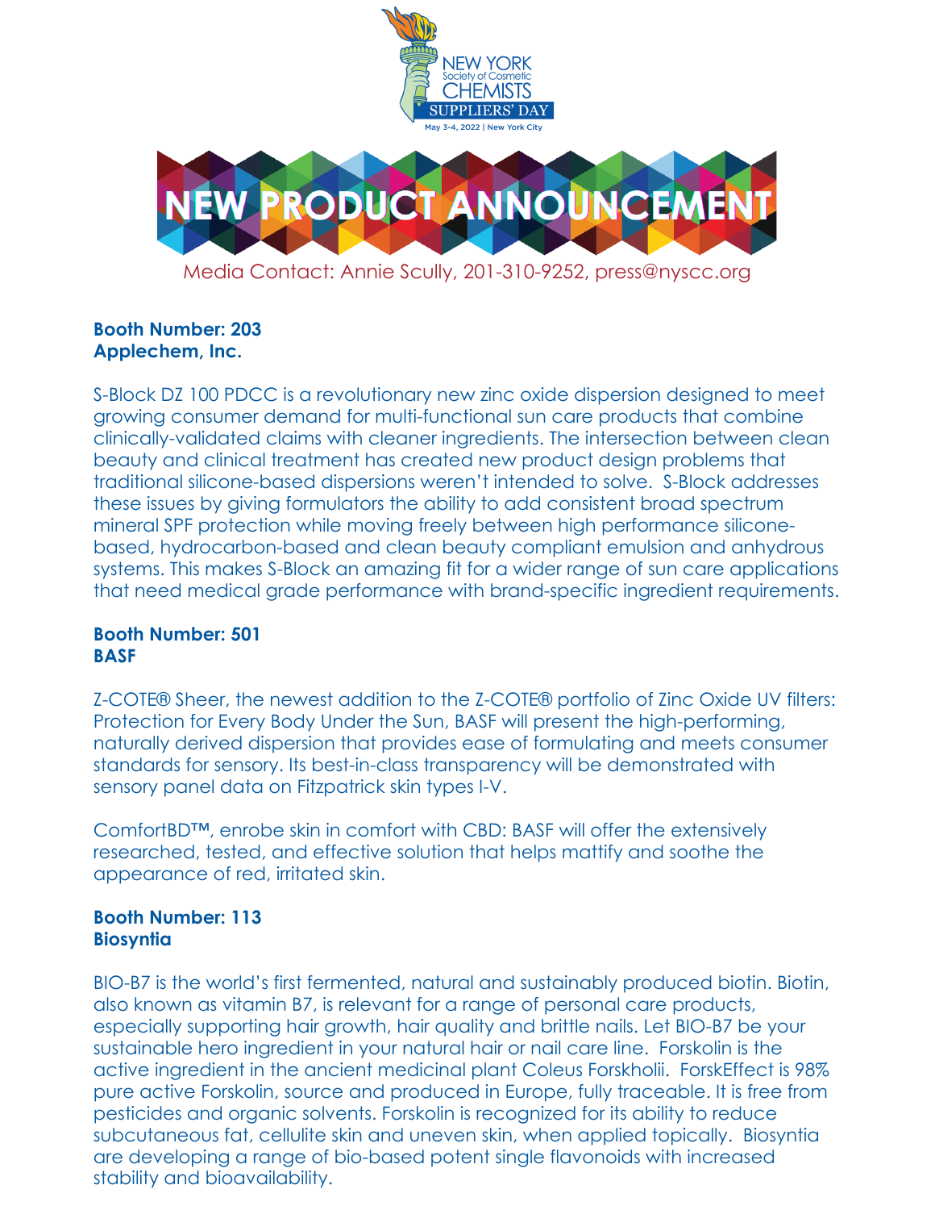NEW YORK Society of Cosmetic CHEMISTS SUPPLIERS' DAY

May 3-4, 2022 | New York City

# NEW PRODUCT ANNOUNCEMENT

Media Contact: Annie Scully, 201-310-9252, press@nyscc.org

**Booth Number: 203**
**Applechem, Inc.**

S-Block DZ 100 PDCC is a revolutionary new zinc oxide dispersion designed to meet growing consumer demand for multi-functional sun care products that combine clinically-validated claims with cleaner ingredients. The intersection between clean beauty and clinical treatment has created new product design problems that traditional silicone-based dispersions weren't intended to solve. S-Block addresses these issues by giving formulators the ability to add consistent broad spectrum mineral SPF protection while moving freely between high performance silicone-based, hydrocarbon-based and clean beauty compliant emulsion and anhydrous systems. This makes S-Block an amazing fit for a wider range of sun care applications that need medical grade performance with brand-specific ingredient requirements.

**Booth Number: 501**
**BASF**

Z-COTE® Sheer, the newest addition to the Z-COTE® portfolio of Zinc Oxide UV filters: Protection for Every Body Under the Sun, BASF will present the high-performing, naturally derived dispersion that provides ease of formulating and meets consumer standards for sensory. Its best-in-class transparency will be demonstrated with sensory panel data on Fitzpatrick skin types I-V.

ComfortBD™, enrobe skin in comfort with CBD: BASF will offer the extensively researched, tested, and effective solution that helps mattify and soothe the appearance of red, irritated skin.

**Booth Number: 113**
**Biosyntia**

BIO-B7 is the world's first fermented, natural and sustainably produced biotin. Biotin, also known as vitamin B7, is relevant for a range of personal care products, especially supporting hair growth, hair quality and brittle nails. Let BIO-B7 be your sustainable hero ingredient in your natural hair or nail care line. Forskolin is the active ingredient in the ancient medicinal plant Coleus Forskholii. ForskEffect is 98% pure active Forskolin, source and produced in Europe, fully traceable. It is free from pesticides and organic solvents. Forskolin is recognized for its ability to reduce subcutaneous fat, cellulite skin and uneven skin, when applied topically. Biosyntia are developing a range of bio-based potent single flavonoids with increased stability and bioavailability.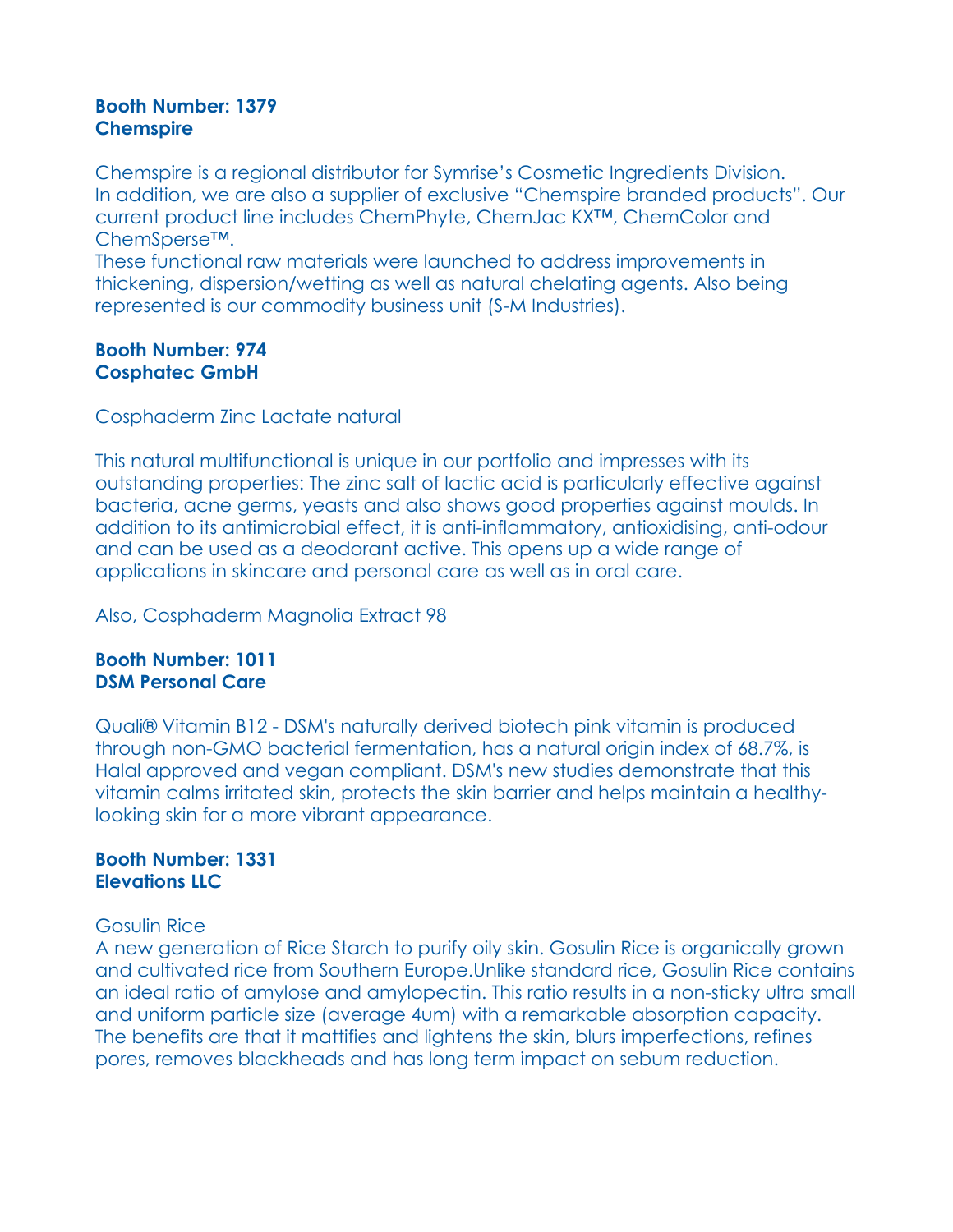**Booth Number: 1379**
**Chemspire**

Chemspire is a regional distributor for Symrise's Cosmetic Ingredients Division. In addition, we are also a supplier of exclusive "Chemspire branded products". Our current product line includes ChemPhyte, ChemJac KX™, ChemColor and ChemSperse™.
These functional raw materials were launched to address improvements in thickening, dispersion/wetting as well as natural chelating agents. Also being represented is our commodity business unit (S-M Industries).

**Booth Number: 974**
**Cosphatec GmbH**

Cosphaderm Zinc Lactate natural

This natural multifunctional is unique in our portfolio and impresses with its outstanding properties: The zinc salt of lactic acid is particularly effective against bacteria, acne germs, yeasts and also shows good properties against moulds. In addition to its antimicrobial effect, it is anti-inflammatory, antioxidising, anti-odour and can be used as a deodorant active. This opens up a wide range of applications in skincare and personal care as well as in oral care.

Also, Cosphaderm Magnolia Extract 98

**Booth Number: 1011**
**DSM Personal Care**

Quali® Vitamin B12 - DSM's naturally derived biotech pink vitamin is produced through non-GMO bacterial fermentation, has a natural origin index of 68.7%, is Halal approved and vegan compliant. DSM's new studies demonstrate that this vitamin calms irritated skin, protects the skin barrier and helps maintain a healthy-looking skin for a more vibrant appearance.

**Booth Number: 1331**
**Elevations LLC**

Gosulin Rice
A new generation of Rice Starch to purify oily skin. Gosulin Rice is organically grown and cultivated rice from Southern Europe.Unlike standard rice, Gosulin Rice contains an ideal ratio of amylose and amylopectin. This ratio results in a non-sticky ultra small and uniform particle size (average 4um) with a remarkable absorption capacity. The benefits are that it mattifies and lightens the skin, blurs imperfections, refines pores, removes blackheads and has long term impact on sebum reduction.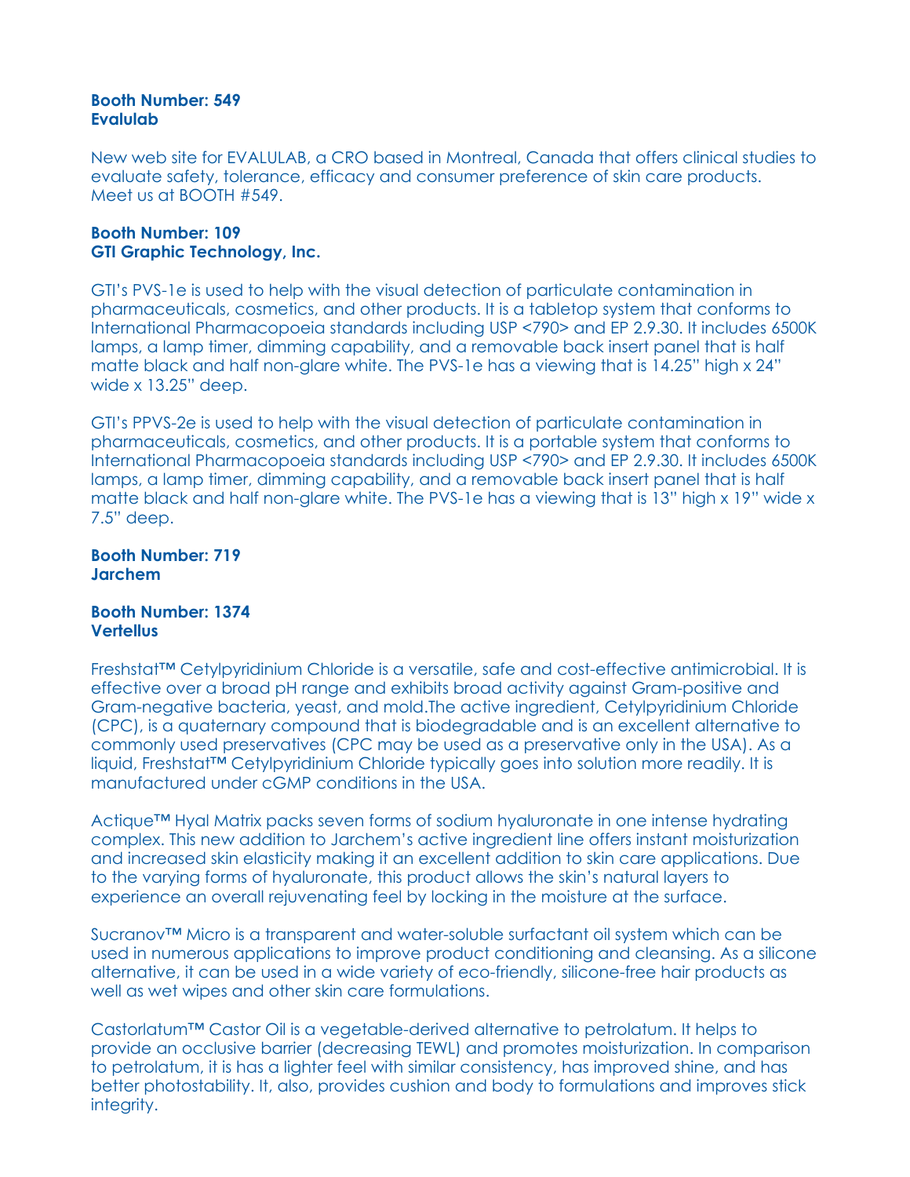**Booth Number: 549**
**Evalulab**

New web site for EVALULAB, a CRO based in Montreal, Canada that offers clinical studies to evaluate safety, tolerance, efficacy and consumer preference of skin care products. Meet us at BOOTH #549.

**Booth Number: 109**
**GTI Graphic Technology, Inc.**

GTI's PVS-1e is used to help with the visual detection of particulate contamination in pharmaceuticals, cosmetics, and other products. It is a tabletop system that conforms to International Pharmacopoeia standards including USP <790> and EP 2.9.30. It includes 6500K lamps, a lamp timer, dimming capability, and a removable back insert panel that is half matte black and half non-glare white. The PVS-1e has a viewing that is 14.25" high x 24" wide x 13.25" deep.

GTI's PPVS-2e is used to help with the visual detection of particulate contamination in pharmaceuticals, cosmetics, and other products. It is a portable system that conforms to International Pharmacopoeia standards including USP <790> and EP 2.9.30. It includes 6500K lamps, a lamp timer, dimming capability, and a removable back insert panel that is half matte black and half non-glare white. The PVS-1e has a viewing that is 13" high x 19" wide x 7.5" deep.

**Booth Number: 719**
**Jarchem**

**Booth Number: 1374**
**Vertellus**

Freshstat™ Cetylpyridinium Chloride is a versatile, safe and cost-effective antimicrobial. It is effective over a broad pH range and exhibits broad activity against Gram-positive and Gram-negative bacteria, yeast, and mold.The active ingredient, Cetylpyridinium Chloride (CPC), is a quaternary compound that is biodegradable and is an excellent alternative to commonly used preservatives (CPC may be used as a preservative only in the USA). As a liquid, Freshstat™ Cetylpyridinium Chloride typically goes into solution more readily. It is manufactured under cGMP conditions in the USA.

Actique™ Hyal Matrix packs seven forms of sodium hyaluronate in one intense hydrating complex. This new addition to Jarchem's active ingredient line offers instant moisturization and increased skin elasticity making it an excellent addition to skin care applications. Due to the varying forms of hyaluronate, this product allows the skin's natural layers to experience an overall rejuvenating feel by locking in the moisture at the surface.

Sucranov™ Micro is a transparent and water-soluble surfactant oil system which can be used in numerous applications to improve product conditioning and cleansing. As a silicone alternative, it can be used in a wide variety of eco-friendly, silicone-free hair products as well as wet wipes and other skin care formulations.

Castorlatum™ Castor Oil is a vegetable-derived alternative to petrolatum. It helps to provide an occlusive barrier (decreasing TEWL) and promotes moisturization. In comparison to petrolatum, it is has a lighter feel with similar consistency, has improved shine, and has better photostability. It, also, provides cushion and body to formulations and improves stick integrity.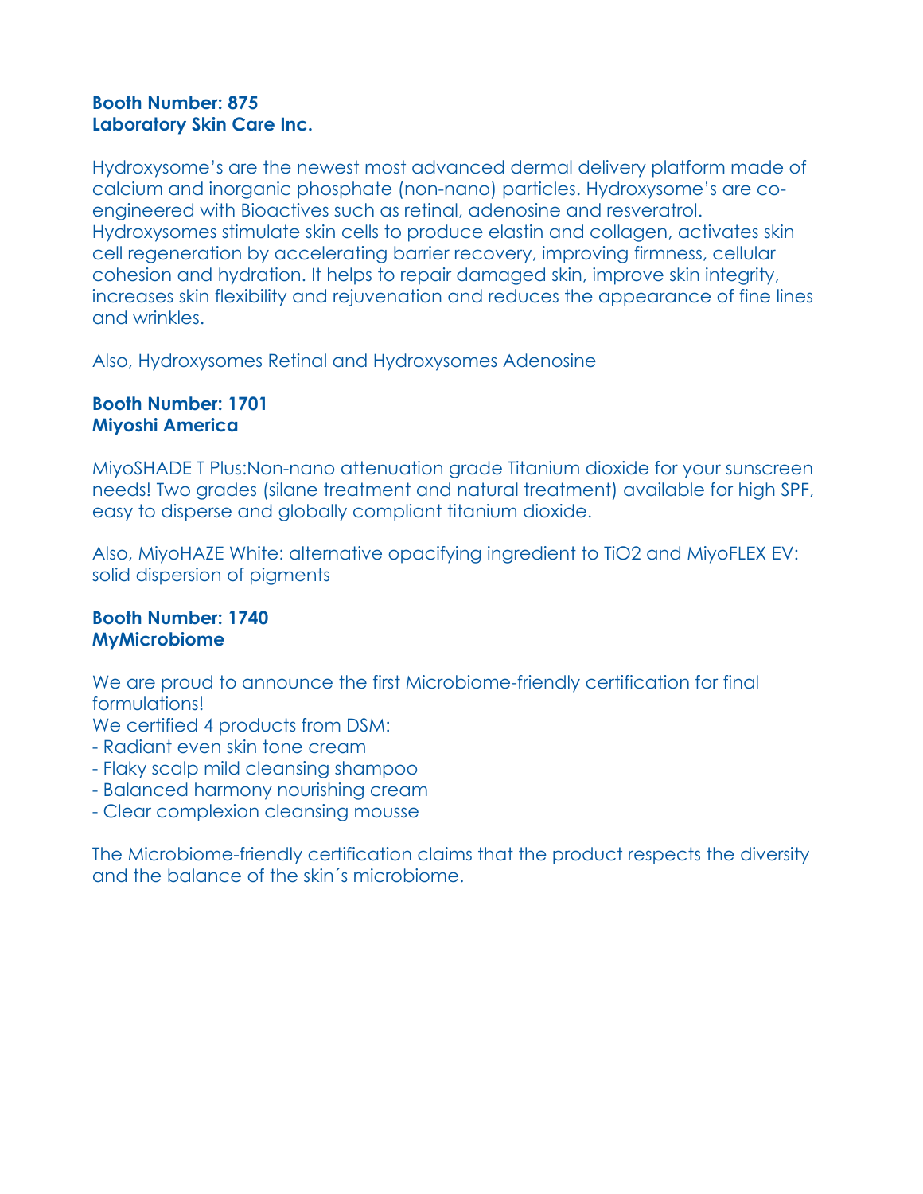**Booth Number: 875**
**Laboratory Skin Care Inc.**

Hydroxysome's are the newest most advanced dermal delivery platform made of calcium and inorganic phosphate (non-nano) particles. Hydroxysome's are co-engineered with Bioactives such as retinal, adenosine and resveratrol. Hydroxysomes stimulate skin cells to produce elastin and collagen, activates skin cell regeneration by accelerating barrier recovery, improving firmness, cellular cohesion and hydration. It helps to repair damaged skin, improve skin integrity, increases skin flexibility and rejuvenation and reduces the appearance of fine lines and wrinkles.

Also, Hydroxysomes Retinal and Hydroxysomes Adenosine

**Booth Number: 1701**
**Miyoshi America**

MiyoSHADE T Plus:Non-nano attenuation grade Titanium dioxide for your sunscreen needs! Two grades (silane treatment and natural treatment) available for high SPF, easy to disperse and globally compliant titanium dioxide.

Also, MiyoHAZE White: alternative opacifying ingredient to TiO2 and MiyoFLEX EV: solid dispersion of pigments

**Booth Number: 1740**
**MyMicrobiome**

We are proud to announce the first Microbiome-friendly certification for final formulations!
We certified 4 products from DSM:
- Radiant even skin tone cream
- Flaky scalp mild cleansing shampoo
- Balanced harmony nourishing cream
- Clear complexion cleansing mousse

The Microbiome-friendly certification claims that the product respects the diversity and the balance of the skin´s microbiome.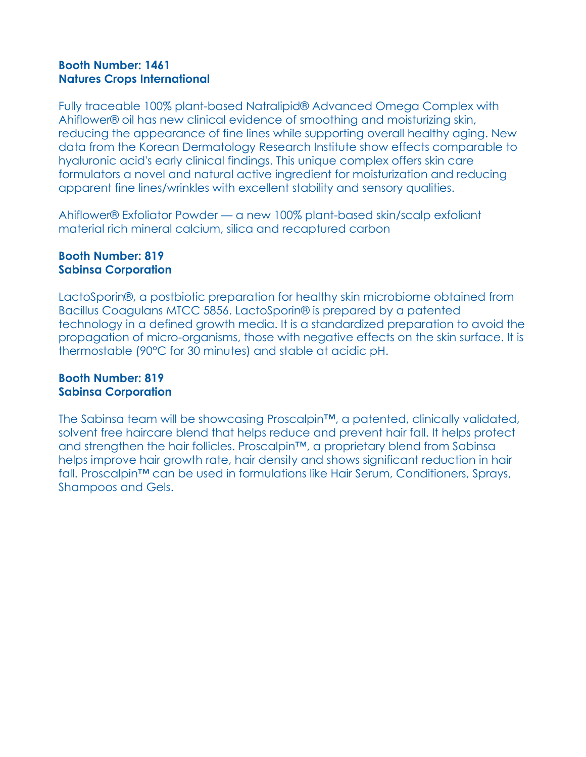**Booth Number: 1461**
**Natures Crops International**

Fully traceable 100% plant-based Natralipid® Advanced Omega Complex with Ahiflower® oil has new clinical evidence of smoothing and moisturizing skin, reducing the appearance of fine lines while supporting overall healthy aging. New data from the Korean Dermatology Research Institute show effects comparable to hyaluronic acid's early clinical findings. This unique complex offers skin care formulators a novel and natural active ingredient for moisturization and reducing apparent fine lines/wrinkles with excellent stability and sensory qualities.

Ahiflower® Exfoliator Powder — a new 100% plant-based skin/scalp exfoliant material rich mineral calcium, silica and recaptured carbon

**Booth Number: 819**
**Sabinsa Corporation**

LactoSporin®, a postbiotic preparation for healthy skin microbiome obtained from Bacillus Coagulans MTCC 5856. LactoSporin® is prepared by a patented technology in a defined growth media. It is a standardized preparation to avoid the propagation of micro-organisms, those with negative effects on the skin surface. It is thermostable (90°C for 30 minutes) and stable at acidic pH.

**Booth Number: 819**
**Sabinsa Corporation**

The Sabinsa team will be showcasing Proscalpin™, a patented, clinically validated, solvent free haircare blend that helps reduce and prevent hair fall. It helps protect and strengthen the hair follicles. Proscalpin™, a proprietary blend from Sabinsa helps improve hair growth rate, hair density and shows significant reduction in hair fall. Proscalpin™ can be used in formulations like Hair Serum, Conditioners, Sprays, Shampoos and Gels.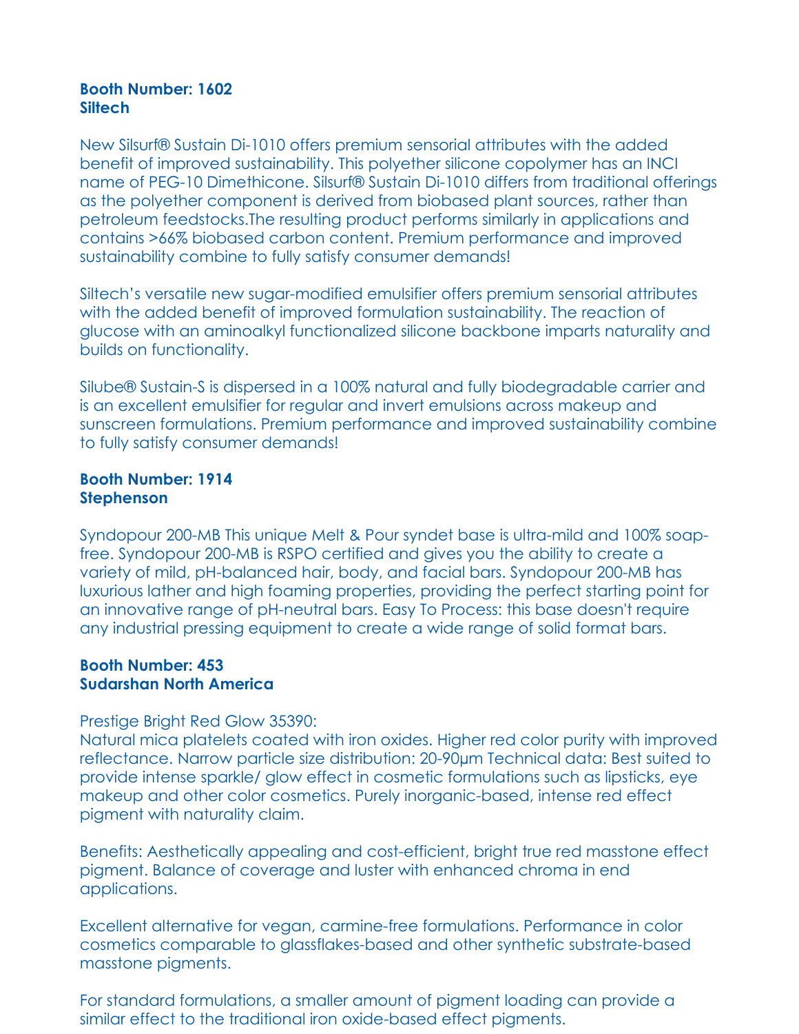**Booth Number: 1602**
**Siltech**

New Silsurf® Sustain Di-1010 offers premium sensorial attributes with the added benefit of improved sustainability. This polyether silicone copolymer has an INCI name of PEG-10 Dimethicone. Silsurf® Sustain Di-1010 differs from traditional offerings as the polyether component is derived from biobased plant sources, rather than petroleum feedstocks.The resulting product performs similarly in applications and contains >66% biobased carbon content. Premium performance and improved sustainability combine to fully satisfy consumer demands!

Siltech's versatile new sugar-modified emulsifier offers premium sensorial attributes with the added benefit of improved formulation sustainability. The reaction of glucose with an aminoalkyl functionalized silicone backbone imparts naturality and builds on functionality.

Silube® Sustain-S is dispersed in a 100% natural and fully biodegradable carrier and is an excellent emulsifier for regular and invert emulsions across makeup and sunscreen formulations. Premium performance and improved sustainability combine to fully satisfy consumer demands!

**Booth Number: 1914**
**Stephenson**

Syndopour 200-MB This unique Melt & Pour syndet base is ultra-mild and 100% soap-free. Syndopour 200-MB is RSPO certified and gives you the ability to create a variety of mild, pH-balanced hair, body, and facial bars. Syndopour 200-MB has luxurious lather and high foaming properties, providing the perfect starting point for an innovative range of pH-neutral bars. Easy To Process: this base doesn't require any industrial pressing equipment to create a wide range of solid format bars.

**Booth Number: 453**
**Sudarshan North America**

Prestige Bright Red Glow 35390:
Natural mica platelets coated with iron oxides. Higher red color purity with improved reflectance. Narrow particle size distribution: 20-90µm Technical data: Best suited to provide intense sparkle/ glow effect in cosmetic formulations such as lipsticks, eye makeup and other color cosmetics. Purely inorganic-based, intense red effect pigment with naturality claim.

Benefits: Aesthetically appealing and cost-efficient, bright true red masstone effect pigment. Balance of coverage and luster with enhanced chroma in end applications.

Excellent alternative for vegan, carmine-free formulations. Performance in color cosmetics comparable to glassflakes-based and other synthetic substrate-based masstone pigments.

For standard formulations, a smaller amount of pigment loading can provide a similar effect to the traditional iron oxide-based effect pigments.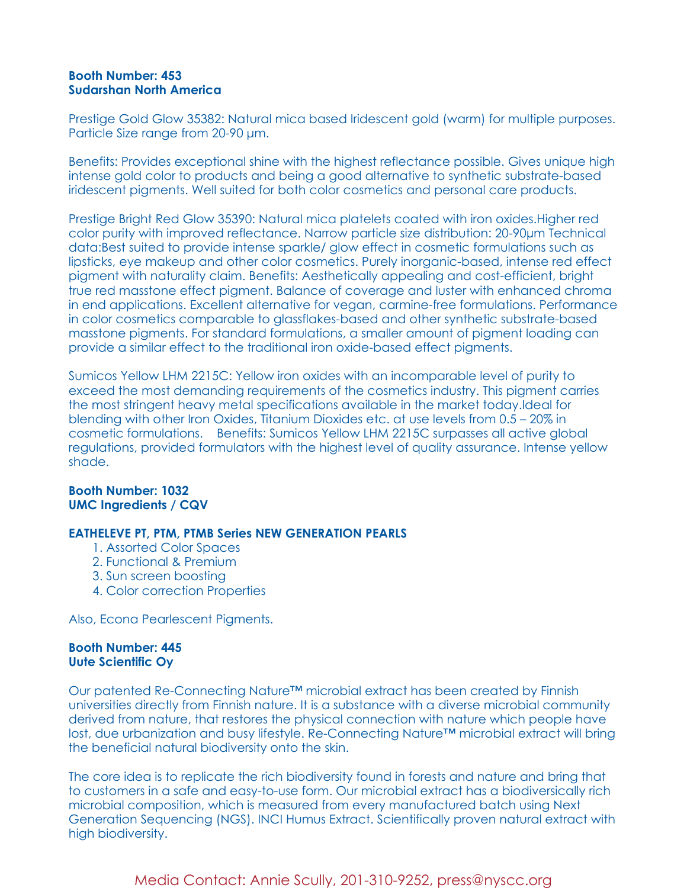**Booth Number: 453**
**Sudarshan North America**

Prestige Gold Glow 35382: Natural mica based Iridescent gold (warm) for multiple purposes. Particle Size range from 20-90 µm.

Benefits: Provides exceptional shine with the highest reflectance possible. Gives unique high intense gold color to products and being a good alternative to synthetic substrate-based iridescent pigments. Well suited for both color cosmetics and personal care products.

Prestige Bright Red Glow 35390: Natural mica platelets coated with iron oxides.Higher red color purity with improved reflectance. Narrow particle size distribution: 20-90µm Technical data:Best suited to provide intense sparkle/ glow effect in cosmetic formulations such as lipsticks, eye makeup and other color cosmetics. Purely inorganic-based, intense red effect pigment with naturality claim. Benefits: Aesthetically appealing and cost-efficient, bright true red masstone effect pigment. Balance of coverage and luster with enhanced chroma in end applications. Excellent alternative for vegan, carmine-free formulations. Performance in color cosmetics comparable to glassflakes-based and other synthetic substrate-based masstone pigments. For standard formulations, a smaller amount of pigment loading can provide a similar effect to the traditional iron oxide-based effect pigments.

Sumicos Yellow LHM 2215C: Yellow iron oxides with an incomparable level of purity to exceed the most demanding requirements of the cosmetics industry. This pigment carries the most stringent heavy metal specifications available in the market today.Ideal for blending with other Iron Oxides, Titanium Dioxides etc. at use levels from 0.5 – 20% in cosmetic formulations.   Benefits: Sumicos Yellow LHM 2215C surpasses all active global regulations, provided formulators with the highest level of quality assurance. Intense yellow shade.

**Booth Number: 1032**
**UMC Ingredients / CQV**

**EATHELEVE PT, PTM, PTMB Series NEW GENERATION PEARLS**

1. Assorted Color Spaces
2. Functional & Premium
3. Sun screen boosting
4. Color correction Properties

Also, Econa Pearlescent Pigments.

**Booth Number: 445**
**Uute Scientific Oy**

Our patented Re-Connecting Nature™ microbial extract has been created by Finnish universities directly from Finnish nature. It is a substance with a diverse microbial community derived from nature, that restores the physical connection with nature which people have lost, due urbanization and busy lifestyle. Re-Connecting Nature™ microbial extract will bring the beneficial natural biodiversity onto the skin.

The core idea is to replicate the rich biodiversity found in forests and nature and bring that to customers in a safe and easy-to-use form. Our microbial extract has a biodiversically rich microbial composition, which is measured from every manufactured batch using Next Generation Sequencing (NGS). INCI Humus Extract. Scientifically proven natural extract with high biodiversity.

Media Contact: Annie Scully, 201-310-9252, press@nyscc.org